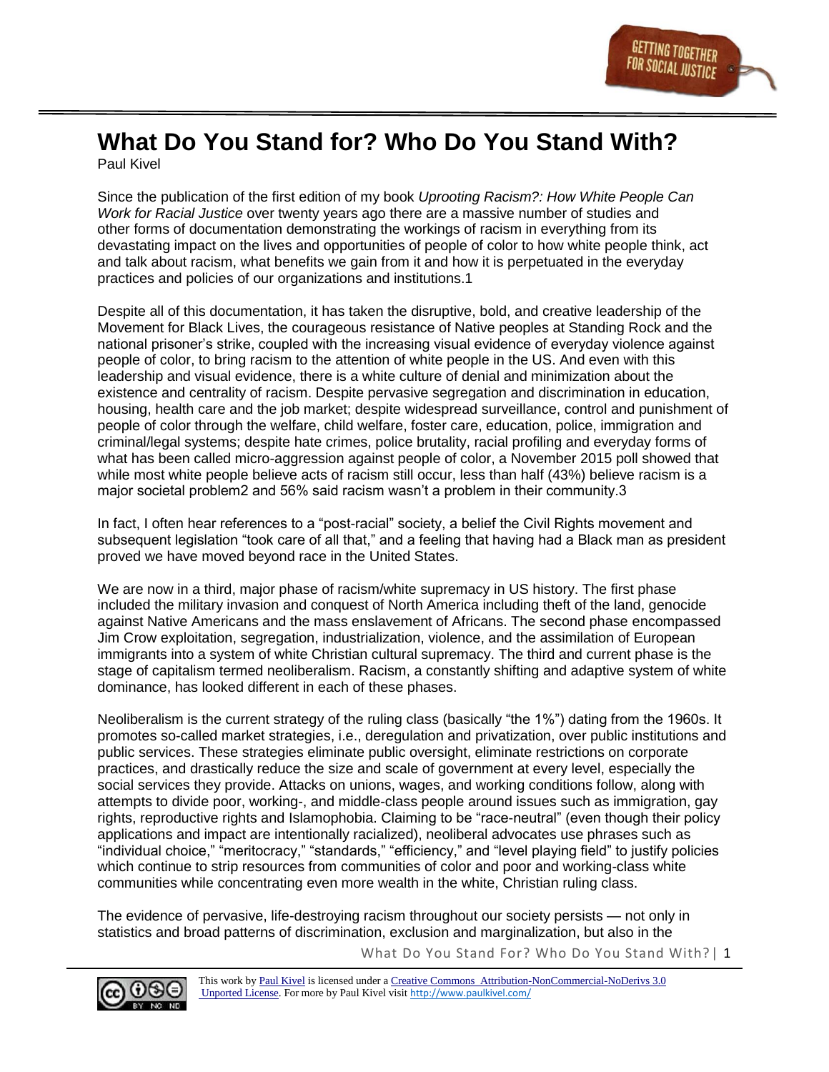# What Do You Stand for? Who Do You Stand With?

Paul Kivel

Since the publication of the first edition of my book *Uprooting Racism?: How White People Can Work for Racial Justice* over twenty years ago there are a massive number of studies and other forms of documentation demonstrating the workings of racism in everything from its devastating impact on the lives and opportunities of people of color to how white people think, act and talk about racism, what benefits we gain from it and how it is perpetuated in the everyday practices and policies of our organizations and institutions.1

Despite all of this documentation, it has taken the disruptive, bold, and creative leadership of the Movement for Black Lives, the courageous resistance of Native peoples at Standing Rock and the national prisoner's strike, coupled with the increasing visual evidence of everyday violence against people of color, to bring racism to the attention of white people in the US. And even with this leadership and visual evidence, there is a white culture of denial and minimization about the existence and centrality of racism. Despite pervasive segregation and discrimination in education, housing, health care and the job market; despite widespread surveillance, control and punishment of people of color through the welfare, child welfare, foster care, education, police, immigration and criminal/legal systems; despite hate crimes, police brutality, racial profiling and everyday forms of what has been called micro-aggression against people of color, a November 2015 poll showed that while most white people believe acts of racism still occur, less than half (43%) believe racism is a major societal problem2 and 56% said racism wasn't a problem in their community.3

In fact, I often hear references to a "post-racial" society, a belief the Civil Rights movement and subsequent legislation "took care of all that," and a feeling that having had a Black man as president proved we have moved beyond race in the United States.

We are now in a third, major phase of racism/white supremacy in US history. The first phase included the military invasion and conquest of North America including theft of the land, genocide against Native Americans and the mass enslavement of Africans. The second phase encompassed Jim Crow exploitation, segregation, industrialization, violence, and the assimilation of European immigrants into a system of white Christian cultural supremacy. The third and current phase is the stage of capitalism termed neoliberalism. Racism, a constantly shifting and adaptive system of white dominance, has looked different in each of these phases.

Neoliberalism is the current strategy of the ruling class (basically "the 1%") dating from the 1960s. It promotes so-called market strategies, i.e., deregulation and privatization, over public institutions and public services. These strategies eliminate public oversight, eliminate restrictions on corporate practices, and drastically reduce the size and scale of government at every level, especially the social services they provide. Attacks on unions, wages, and working conditions follow, along with attempts to divide poor, working-, and middle-class people around issues such as immigration, gay rights, reproductive rights and Islamophobia. Claiming to be "race-neutral" (even though their policy applications and impact are intentionally racialized), neoliberal advocates use phrases such as "individual choice," "meritocracy," "standards," "efficiency," and "level playing field" to justify policies which continue to strip resources from communities of color and poor and working-class white communities while concentrating even more wealth in the white, Christian ruling class.

The evidence of pervasive, life-destroying racism throughout our society persists — not only in statistics and broad patterns of discrimination, exclusion and marginalization, but also in the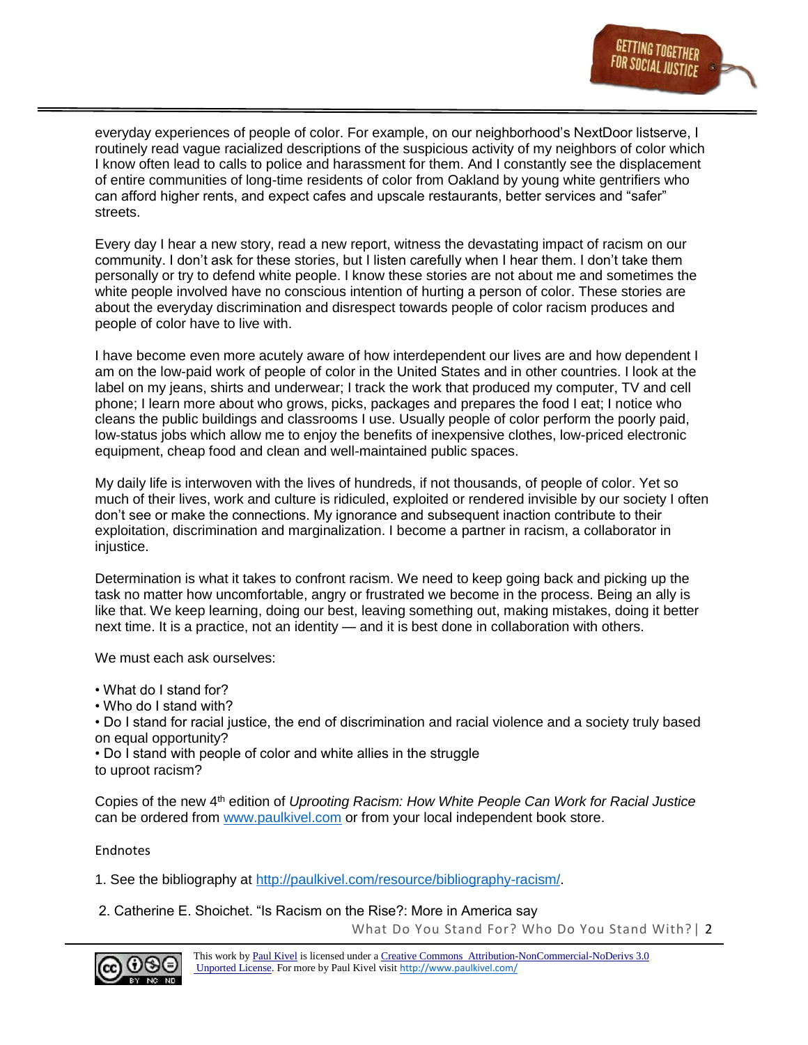everyday experiences of people of color. For example, on our neighborhood's NextDoor listserve, I routinely read vague racialized descriptions of the suspicious activity of my neighbors of color which I know often lead to calls to police and harassment for them. And I constantly see the displacement of entire communities of long-time residents of color from Oakland by young white gentrifiers who can afford higher rents, and expect cafes and upscale restaurants, better services and "safer" streets.

Every day I hear a new story, read a new report, witness the devastating impact of racism on our community. I don't ask for these stories, but I listen carefully when I hear them. I don't take them personally or try to defend white people. I know these stories are not about me and sometimes the white people involved have no conscious intention of hurting a person of color. These stories are about the everyday discrimination and disrespect towards people of color racism produces and people of color have to live with.

I have become even more acutely aware of how interdependent our lives are and how dependent I am on the low-paid work of people of color in the United States and in other countries. I look at the label on my jeans, shirts and underwear; I track the work that produced my computer, TV and cell phone; I learn more about who grows, picks, packages and prepares the food I eat; I notice who cleans the public buildings and classrooms I use. Usually people of color perform the poorly paid, low-status jobs which allow me to enjoy the benefits of inexpensive clothes, low-priced electronic equipment, cheap food and clean and well-maintained public spaces.

My daily life is interwoven with the lives of hundreds, if not thousands, of people of color. Yet so much of their lives, work and culture is ridiculed, exploited or rendered invisible by our society I often don't see or make the connections. My ignorance and subsequent inaction contribute to their exploitation, discrimination and marginalization. I become a partner in racism, a collaborator in injustice.

Determination is what it takes to confront racism. We need to keep going back and picking up the task no matter how uncomfortable, angry or frustrated we become in the process. Being an ally is like that. We keep learning, doing our best, leaving something out, making mistakes, doing it better next time. It is a practice, not an identity — and it is best done in collaboration with others.

We must each ask ourselves:

- What do I stand for?
- Who do I stand with?
- Do I stand for racial justice, the end of discrimination and racial violence and a society truly based on equal opportunity?
- Do I stand with people of color and white allies in the struggle to uproot racism?

Copies of the new 4th edition of *Uprooting Racism: How White People Can Work for Racial Justice* can be ordered from www.paulkivel.com or from your local independent book store.

Endnotes

1. See the bibliography at http://paulkivel.com/resource/bibliography-racism/.

2. Catherine E. Shoichet. "Is Racism on the Rise?: More in America say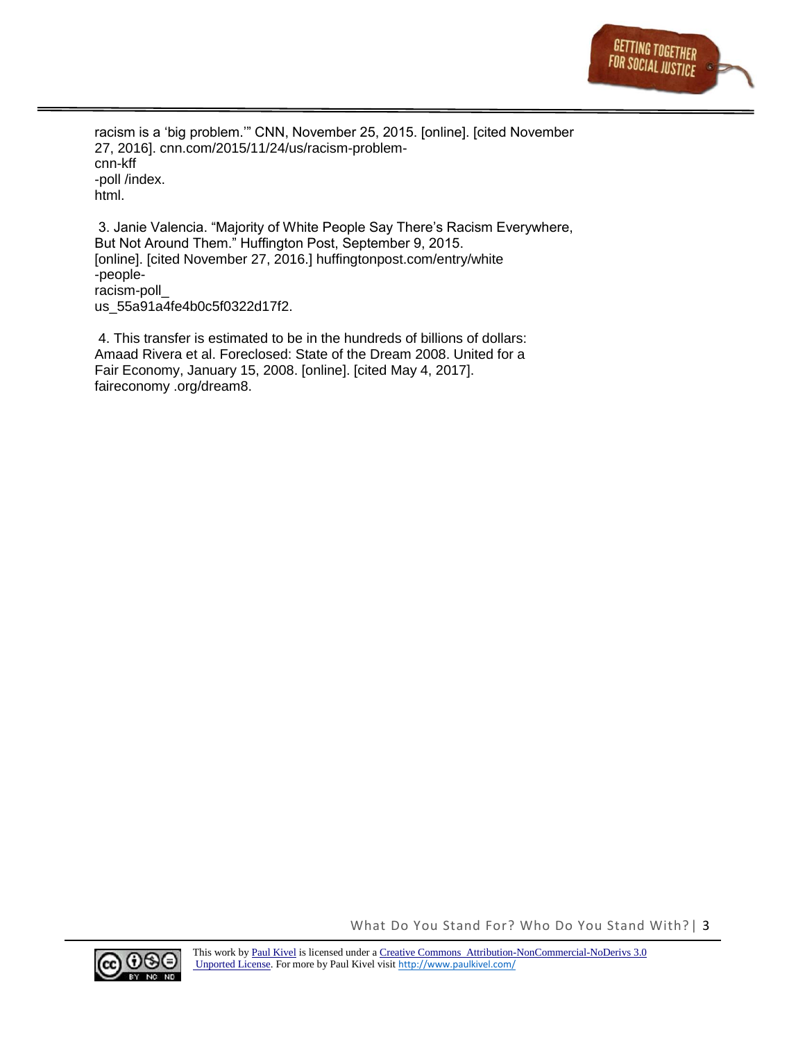racism is a 'big problem.'" CNN, November 25, 2015. [online]. [cited November 27, 2016]. cnn.com/2015/11/24/us/racism-problem-cnn-kff-poll /index.html.

3. Janie Valencia. "Majority of White People Say There's Racism Everywhere, But Not Around Them." Huffington Post, September 9, 2015. [online]. [cited November 27, 2016.] huffingtonpost.com/entry/white-people-racism-poll_us_55a91a4fe4b0c5f0322d17f2.

4. This transfer is estimated to be in the hundreds of billions of dollars: Amaad Rivera et al. Foreclosed: State of the Dream 2008. United for a Fair Economy, January 15, 2008. [online]. [cited May 4, 2017]. faireconomy .org/dream8.

This work by Paul Kivel is licensed under a Creative Commons Attribution-NonCommercial-NoDerivs 3.0 Unported License. For more by Paul Kivel visit http://www.paulkivel.com/